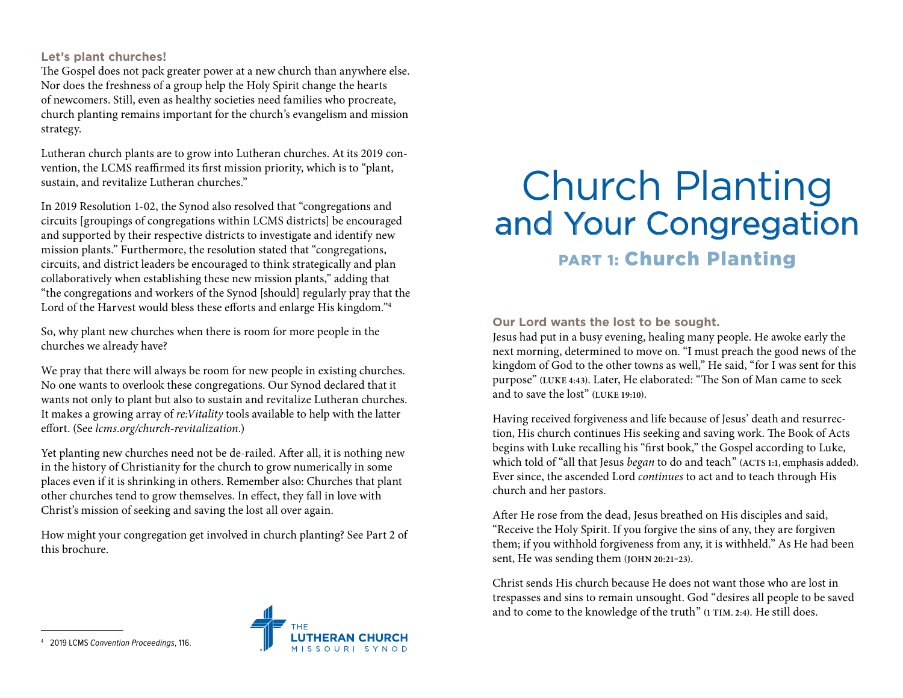# Church Planting and Your Congregation

## PART 1: Church Planting

### Our Lord wants the lost to be sought.

Jesus had put in a busy evening, healing many people. He awoke early the next morning, determined to move on. "I must preach the good news of the kingdom of God to the other towns as well," He said, "for I was sent for this purpose" (LUKE 4:43). Later, He elaborated: "The Son of Man came to seek and to save the lost" (LUKE 19:10).

Having received forgiveness and life because of Jesus' death and resurrection, His church continues His seeking and saving work. The Book of Acts begins with Luke recalling his "first book," the Gospel according to Luke, which told of "all that Jesus *began* to do and teach" (ACTS 1:1, emphasis added). Ever since, the ascended Lord *continues* to act and to teach through His church and her pastors.

After He rose from the dead, Jesus breathed on His disciples and said, "Receive the Holy Spirit. If you forgive the sins of any, they are forgiven them; if you withhold forgiveness from any, it is withheld." As He had been sent, He was sending them (JOHN 20:21–23).

Christ sends His church because He does not want those who are lost in trespasses and sins to remain unsought. God "desires all people to be saved and to come to the knowledge of the truth" (1 TIM. 2:4). He still does.

### Let's plant churches!

The Gospel does not pack greater power at a new church than anywhere else. Nor does the freshness of a group help the Holy Spirit change the hearts of newcomers. Still, even as healthy societies need families who procreate, church planting remains important for the church's evangelism and mission strategy.

Lutheran church plants are to grow into Lutheran churches. At its 2019 convention, the LCMS reaffirmed its first mission priority, which is to "plant, sustain, and revitalize Lutheran churches."

In 2019 Resolution 1-02, the Synod also resolved that "congregations and circuits [groupings of congregations within LCMS districts] be encouraged and supported by their respective districts to investigate and identify new mission plants." Furthermore, the resolution stated that "congregations, circuits, and district leaders be encouraged to think strategically and plan collaboratively when establishing these new mission plants," adding that "the congregations and workers of the Synod [should] regularly pray that the Lord of the Harvest would bless these efforts and enlarge His kingdom."[4]

So, why plant new churches when there is room for more people in the churches we already have?

We pray that there will always be room for new people in existing churches. No one wants to overlook these congregations. Our Synod declared that it wants not only to plant but also to sustain and revitalize Lutheran churches. It makes a growing array of *re:Vitality* tools available to help with the latter effort. (See *lcms.org/church-revitalization*.)

Yet planting new churches need not be de-railed. After all, it is nothing new in the history of Christianity for the church to grow numerically in some places even if it is shrinking in others. Remember also: Churches that plant other churches tend to grow themselves. In effect, they fall in love with Christ's mission of seeking and saving the lost all over again.

How might your congregation get involved in church planting? See Part 2 of this brochure.

---

[4] 2019 LCMS *Convention Proceedings*, 116.

THE LUTHERAN CHURCH MISSOURI SYNOD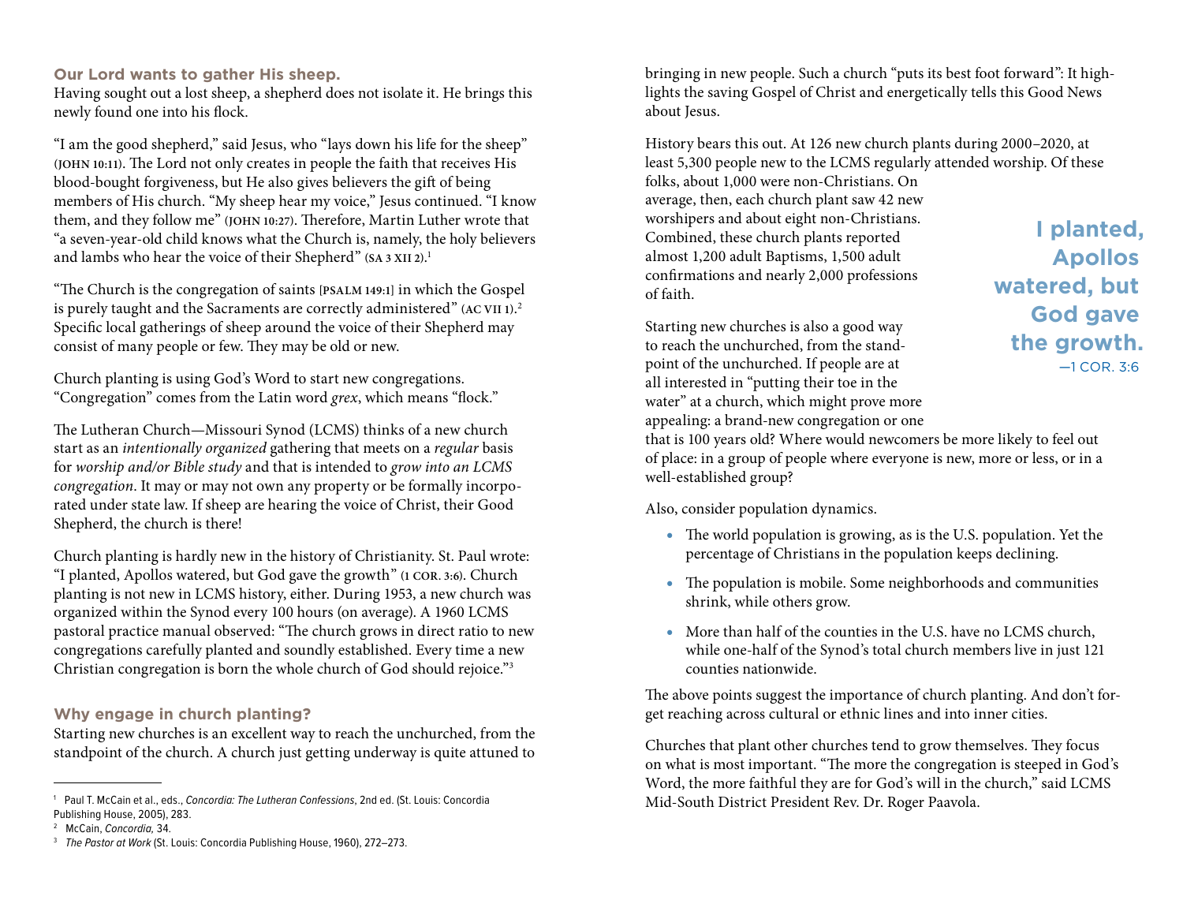### Our Lord wants to gather His sheep.

Having sought out a lost sheep, a shepherd does not isolate it. He brings this newly found one into his flock.

"I am the good shepherd," said Jesus, who "lays down his life for the sheep" (JOHN 10:11). The Lord not only creates in people the faith that receives His blood-bought forgiveness, but He also gives believers the gift of being members of His church. "My sheep hear my voice," Jesus continued. "I know them, and they follow me" (JOHN 10:27). Therefore, Martin Luther wrote that "a seven-year-old child knows what the Church is, namely, the holy believers and lambs who hear the voice of their Shepherd" (SA 3 XII 2).[1]

"The Church is the congregation of saints [PSALM 149:1] in which the Gospel is purely taught and the Sacraments are correctly administered" (AC VII 1).[2] Specific local gatherings of sheep around the voice of their Shepherd may consist of many people or few. They may be old or new.

Church planting is using God's Word to start new congregations. "Congregation" comes from the Latin word *grex*, which means "flock."

The Lutheran Church—Missouri Synod (LCMS) thinks of a new church start as an *intentionally organized* gathering that meets on a *regular* basis for *worship and/or Bible study* and that is intended to *grow into an LCMS congregation*. It may or may not own any property or be formally incorporated under state law. If sheep are hearing the voice of Christ, their Good Shepherd, the church is there!

Church planting is hardly new in the history of Christianity. St. Paul wrote: "I planted, Apollos watered, but God gave the growth" (1 COR. 3:6). Church planting is not new in LCMS history, either. During 1953, a new church was organized within the Synod every 100 hours (on average). A 1960 LCMS pastoral practice manual observed: "The church grows in direct ratio to new congregations carefully planted and soundly established. Every time a new Christian congregation is born the whole church of God should rejoice."[3]

### Why engage in church planting?

Starting new churches is an excellent way to reach the unchurched, from the standpoint of the church. A church just getting underway is quite attuned to bringing in new people. Such a church "puts its best foot forward": It highlights the saving Gospel of Christ and energetically tells this Good News about Jesus.

History bears this out. At 126 new church plants during 2000–2020, at least 5,300 people new to the LCMS regularly attended worship. Of these folks, about 1,000 were non-Christians. On average, then, each church plant saw 42 new worshipers and about eight non-Christians. Combined, these church plants reported almost 1,200 adult Baptisms, 1,500 adult confirmations and nearly 2,000 professions of faith.

> **I planted, Apollos watered, but God gave the growth.**
> —1 COR. 3:6

Starting new churches is also a good way to reach the unchurched, from the standpoint of the unchurched. If people are at all interested in "putting their toe in the water" at a church, which might prove more appealing: a brand-new congregation or one that is 100 years old? Where would newcomers be more likely to feel out of place: in a group of people where everyone is new, more or less, or in a well-established group?

Also, consider population dynamics.

- The world population is growing, as is the U.S. population. Yet the percentage of Christians in the population keeps declining.
- The population is mobile. Some neighborhoods and communities shrink, while others grow.
- More than half of the counties in the U.S. have no LCMS church, while one-half of the Synod's total church members live in just 121 counties nationwide.

The above points suggest the importance of church planting. And don't forget reaching across cultural or ethnic lines and into inner cities.

Churches that plant other churches tend to grow themselves. They focus on what is most important. "The more the congregation is steeped in God's Word, the more faithful they are for God's will in the church," said LCMS Mid-South District President Rev. Dr. Roger Paavola.

---

[1] Paul T. McCain et al., eds., *Concordia: The Lutheran Confessions*, 2nd ed. (St. Louis: Concordia Publishing House, 2005), 283.

[2] McCain, *Concordia*, 34.

[3] *The Pastor at Work* (St. Louis: Concordia Publishing House, 1960), 272–273.